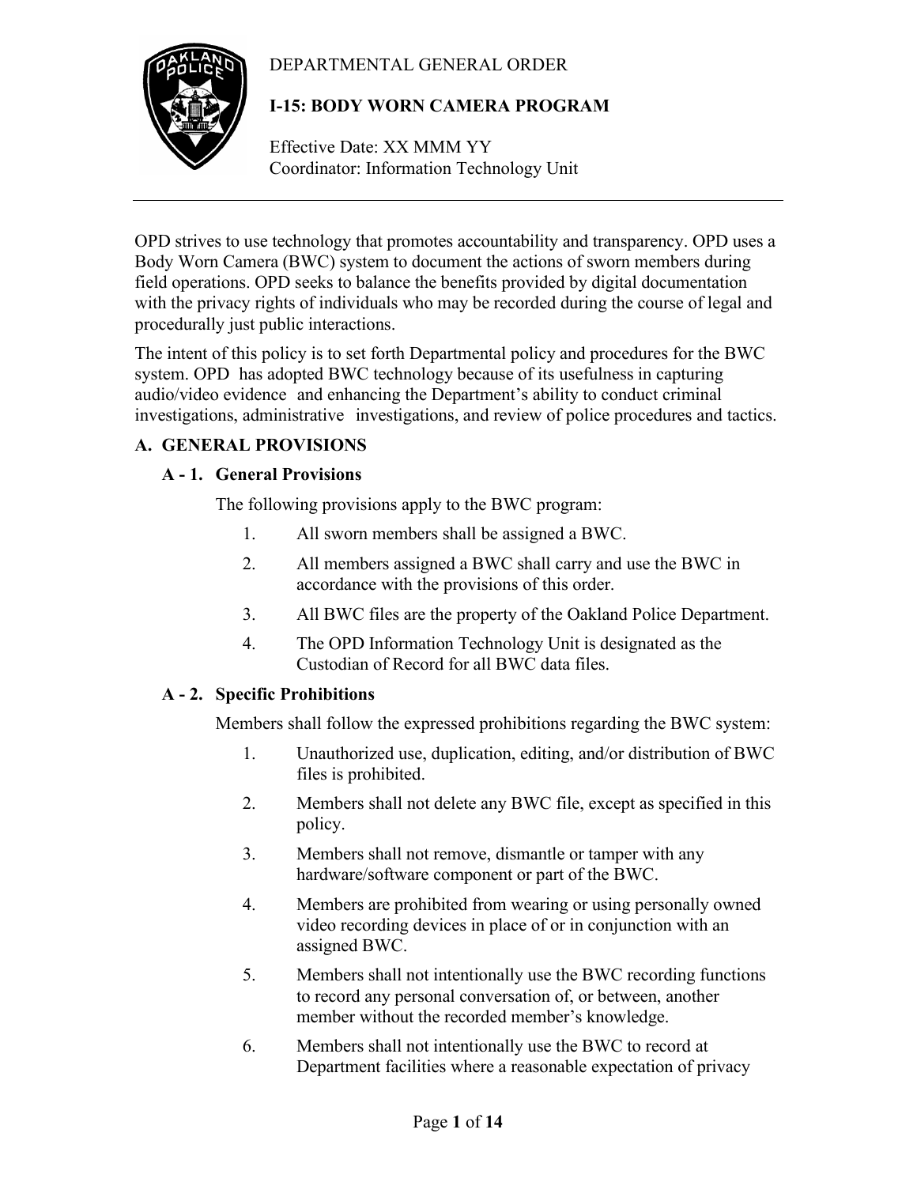DEPARTMENTAL GENERAL ORDER

# I-15: BODY WORN CAMERA PROGRAM

Effective Date: XX MMM YY
Coordinator: Information Technology Unit

---

OPD strives to use technology that promotes accountability and transparency. OPD uses a Body Worn Camera (BWC) system to document the actions of sworn members during field operations. OPD seeks to balance the benefits provided by digital documentation with the privacy rights of individuals who may be recorded during the course of legal and procedurally just public interactions.

The intent of this policy is to set forth Departmental policy and procedures for the BWC system. OPD has adopted BWC technology because of its usefulness in capturing audio/video evidence and enhancing the Department's ability to conduct criminal investigations, administrative investigations, and review of police procedures and tactics.

## A. GENERAL PROVISIONS

### A - 1. General Provisions

The following provisions apply to the BWC program:

1. All sworn members shall be assigned a BWC.
2. All members assigned a BWC shall carry and use the BWC in accordance with the provisions of this order.
3. All BWC files are the property of the Oakland Police Department.
4. The OPD Information Technology Unit is designated as the Custodian of Record for all BWC data files.

### A - 2. Specific Prohibitions

Members shall follow the expressed prohibitions regarding the BWC system:

1. Unauthorized use, duplication, editing, and/or distribution of BWC files is prohibited.
2. Members shall not delete any BWC file, except as specified in this policy.
3. Members shall not remove, dismantle or tamper with any hardware/software component or part of the BWC.
4. Members are prohibited from wearing or using personally owned video recording devices in place of or in conjunction with an assigned BWC.
5. Members shall not intentionally use the BWC recording functions to record any personal conversation of, or between, another member without the recorded member's knowledge.
6. Members shall not intentionally use the BWC to record at Department facilities where a reasonable expectation of privacy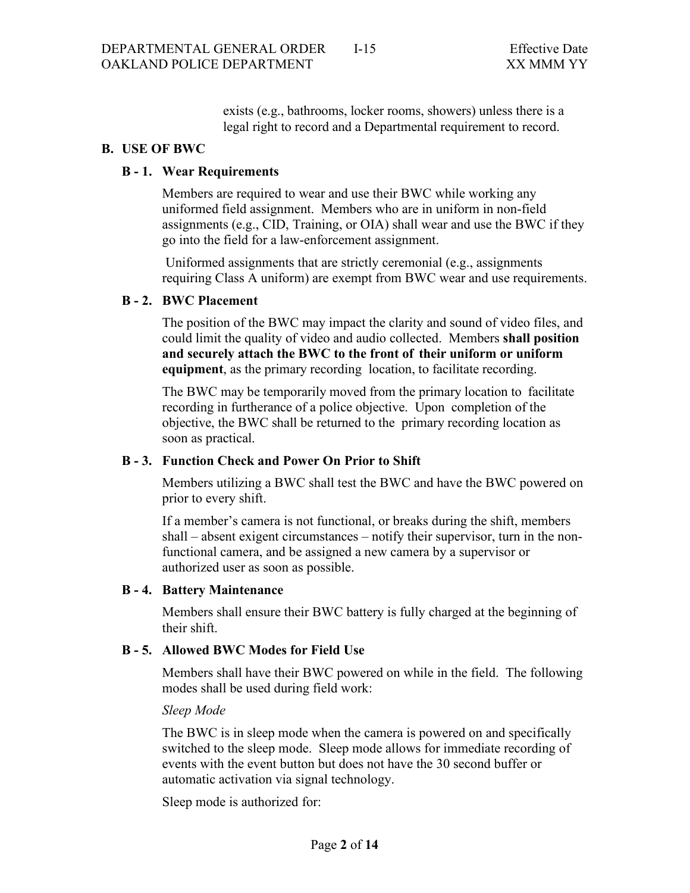exists (e.g., bathrooms, locker rooms, showers) unless there is a legal right to record and a Departmental requirement to record.

## B. USE OF BWC

### B - 1. Wear Requirements

Members are required to wear and use their BWC while working any uniformed field assignment. Members who are in uniform in non-field assignments (e.g., CID, Training, or OIA) shall wear and use the BWC if they go into the field for a law-enforcement assignment.

Uniformed assignments that are strictly ceremonial (e.g., assignments requiring Class A uniform) are exempt from BWC wear and use requirements.

### B - 2. BWC Placement

The position of the BWC may impact the clarity and sound of video files, and could limit the quality of video and audio collected. Members **shall position and securely attach the BWC to the front of their uniform or uniform equipment**, as the primary recording location, to facilitate recording.

The BWC may be temporarily moved from the primary location to facilitate recording in furtherance of a police objective. Upon completion of the objective, the BWC shall be returned to the primary recording location as soon as practical.

### B - 3. Function Check and Power On Prior to Shift

Members utilizing a BWC shall test the BWC and have the BWC powered on prior to every shift.

If a member's camera is not functional, or breaks during the shift, members shall – absent exigent circumstances – notify their supervisor, turn in the non-functional camera, and be assigned a new camera by a supervisor or authorized user as soon as possible.

### B - 4. Battery Maintenance

Members shall ensure their BWC battery is fully charged at the beginning of their shift.

### B - 5. Allowed BWC Modes for Field Use

Members shall have their BWC powered on while in the field. The following modes shall be used during field work:

*Sleep Mode*

The BWC is in sleep mode when the camera is powered on and specifically switched to the sleep mode. Sleep mode allows for immediate recording of events with the event button but does not have the 30 second buffer or automatic activation via signal technology.

Sleep mode is authorized for: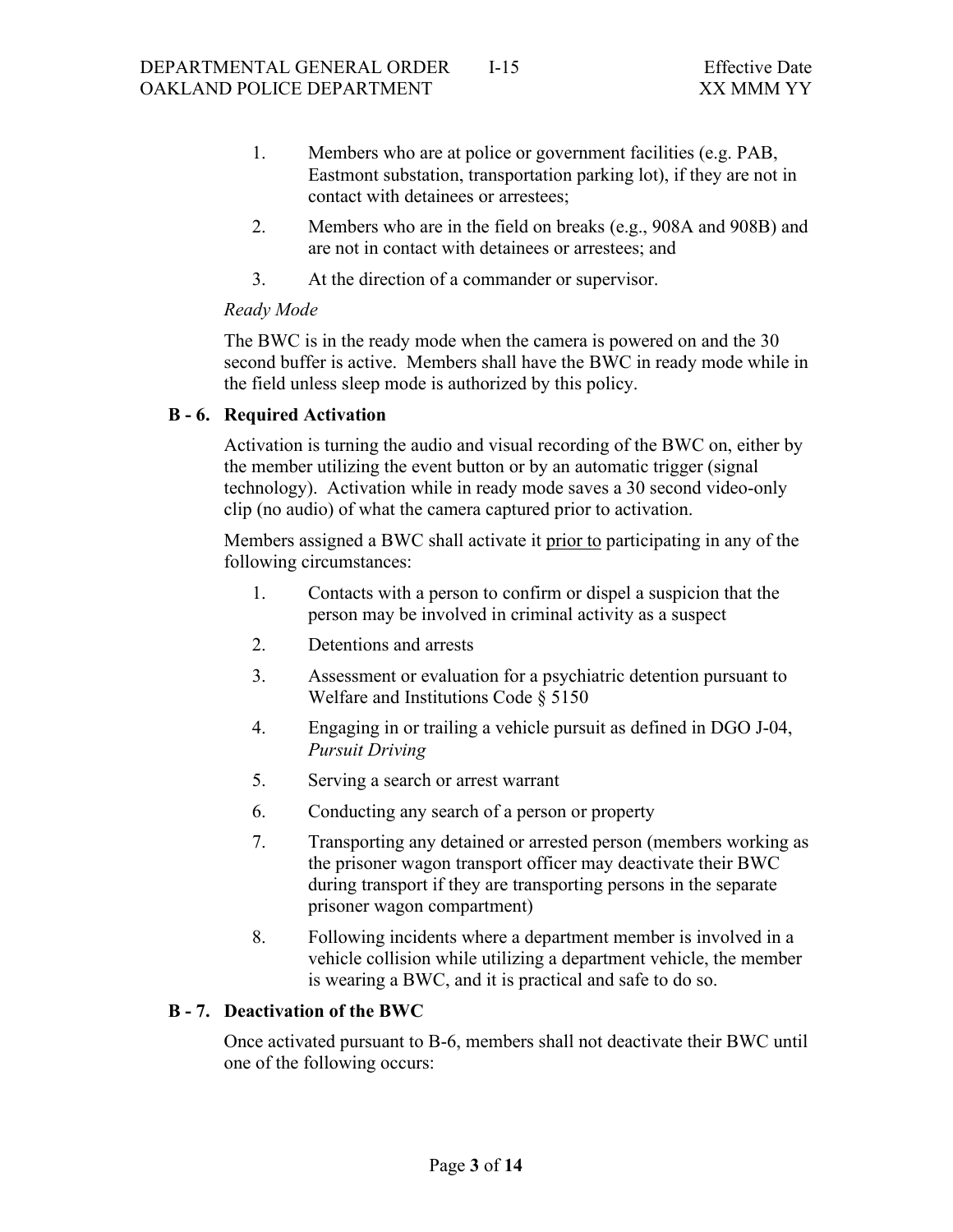1. Members who are at police or government facilities (e.g. PAB, Eastmont substation, transportation parking lot), if they are not in contact with detainees or arrestees;
2. Members who are in the field on breaks (e.g., 908A and 908B) and are not in contact with detainees or arrestees; and
3. At the direction of a commander or supervisor.

*Ready Mode*

The BWC is in the ready mode when the camera is powered on and the 30 second buffer is active. Members shall have the BWC in ready mode while in the field unless sleep mode is authorized by this policy.

### B - 6. Required Activation

Activation is turning the audio and visual recording of the BWC on, either by the member utilizing the event button or by an automatic trigger (signal technology). Activation while in ready mode saves a 30 second video-only clip (no audio) of what the camera captured prior to activation.

Members assigned a BWC shall activate it <u>prior to</u> participating in any of the following circumstances:

1. Contacts with a person to confirm or dispel a suspicion that the person may be involved in criminal activity as a suspect
2. Detentions and arrests
3. Assessment or evaluation for a psychiatric detention pursuant to Welfare and Institutions Code § 5150
4. Engaging in or trailing a vehicle pursuit as defined in DGO J-04, *Pursuit Driving*
5. Serving a search or arrest warrant
6. Conducting any search of a person or property
7. Transporting any detained or arrested person (members working as the prisoner wagon transport officer may deactivate their BWC during transport if they are transporting persons in the separate prisoner wagon compartment)
8. Following incidents where a department member is involved in a vehicle collision while utilizing a department vehicle, the member is wearing a BWC, and it is practical and safe to do so.

### B - 7. Deactivation of the BWC

Once activated pursuant to B-6, members shall not deactivate their BWC until one of the following occurs: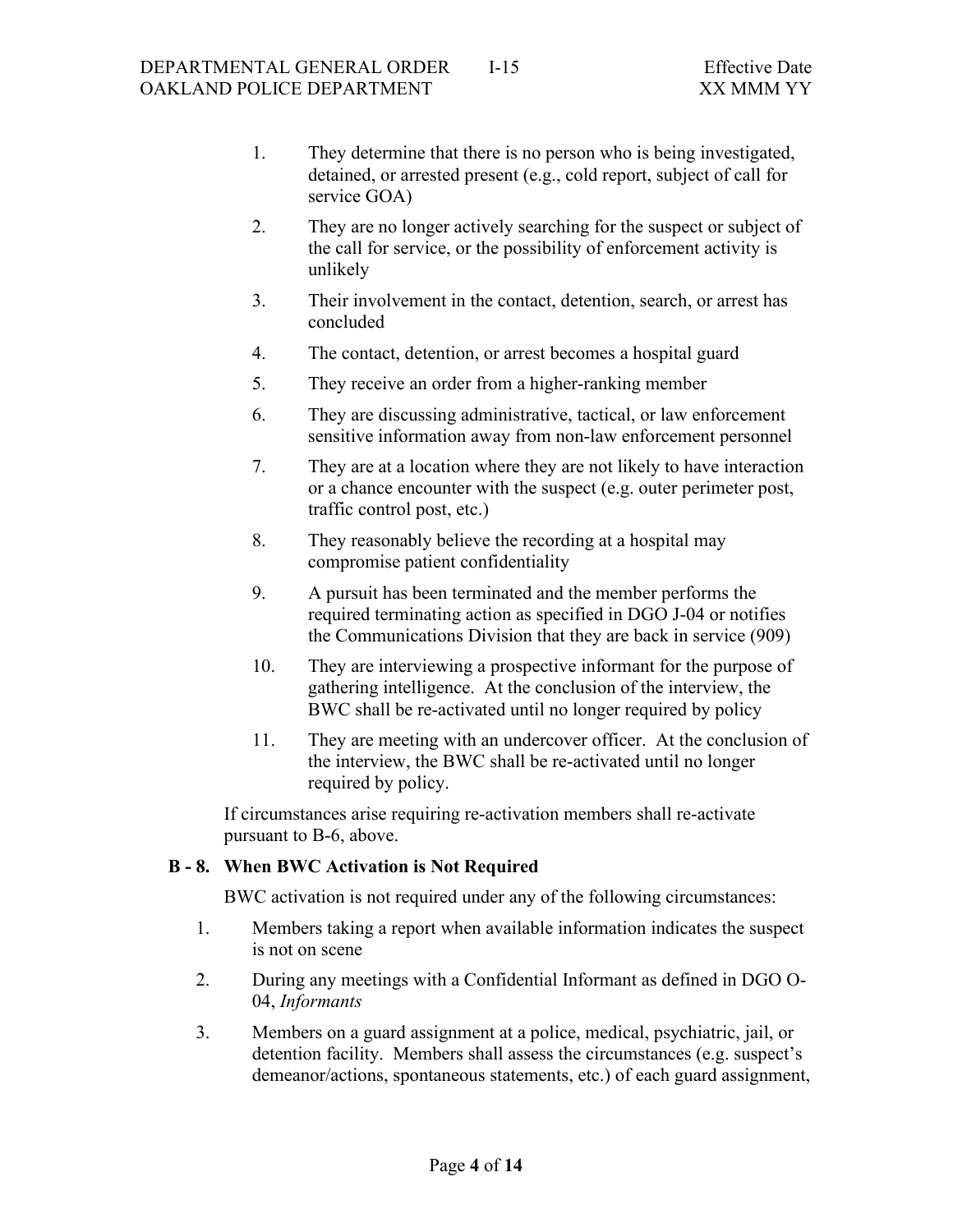1. They determine that there is no person who is being investigated, detained, or arrested present (e.g., cold report, subject of call for service GOA)
2. They are no longer actively searching for the suspect or subject of the call for service, or the possibility of enforcement activity is unlikely
3. Their involvement in the contact, detention, search, or arrest has concluded
4. The contact, detention, or arrest becomes a hospital guard
5. They receive an order from a higher-ranking member
6. They are discussing administrative, tactical, or law enforcement sensitive information away from non-law enforcement personnel
7. They are at a location where they are not likely to have interaction or a chance encounter with the suspect (e.g. outer perimeter post, traffic control post, etc.)
8. They reasonably believe the recording at a hospital may compromise patient confidentiality
9. A pursuit has been terminated and the member performs the required terminating action as specified in DGO J-04 or notifies the Communications Division that they are back in service (909)
10. They are interviewing a prospective informant for the purpose of gathering intelligence. At the conclusion of the interview, the BWC shall be re-activated until no longer required by policy
11. They are meeting with an undercover officer. At the conclusion of the interview, the BWC shall be re-activated until no longer required by policy.

If circumstances arise requiring re-activation members shall re-activate pursuant to B-6, above.

**B - 8. When BWC Activation is Not Required**

BWC activation is not required under any of the following circumstances:

1. Members taking a report when available information indicates the suspect is not on scene
2. During any meetings with a Confidential Informant as defined in DGO O-04, *Informants*
3. Members on a guard assignment at a police, medical, psychiatric, jail, or detention facility. Members shall assess the circumstances (e.g. suspect's demeanor/actions, spontaneous statements, etc.) of each guard assignment,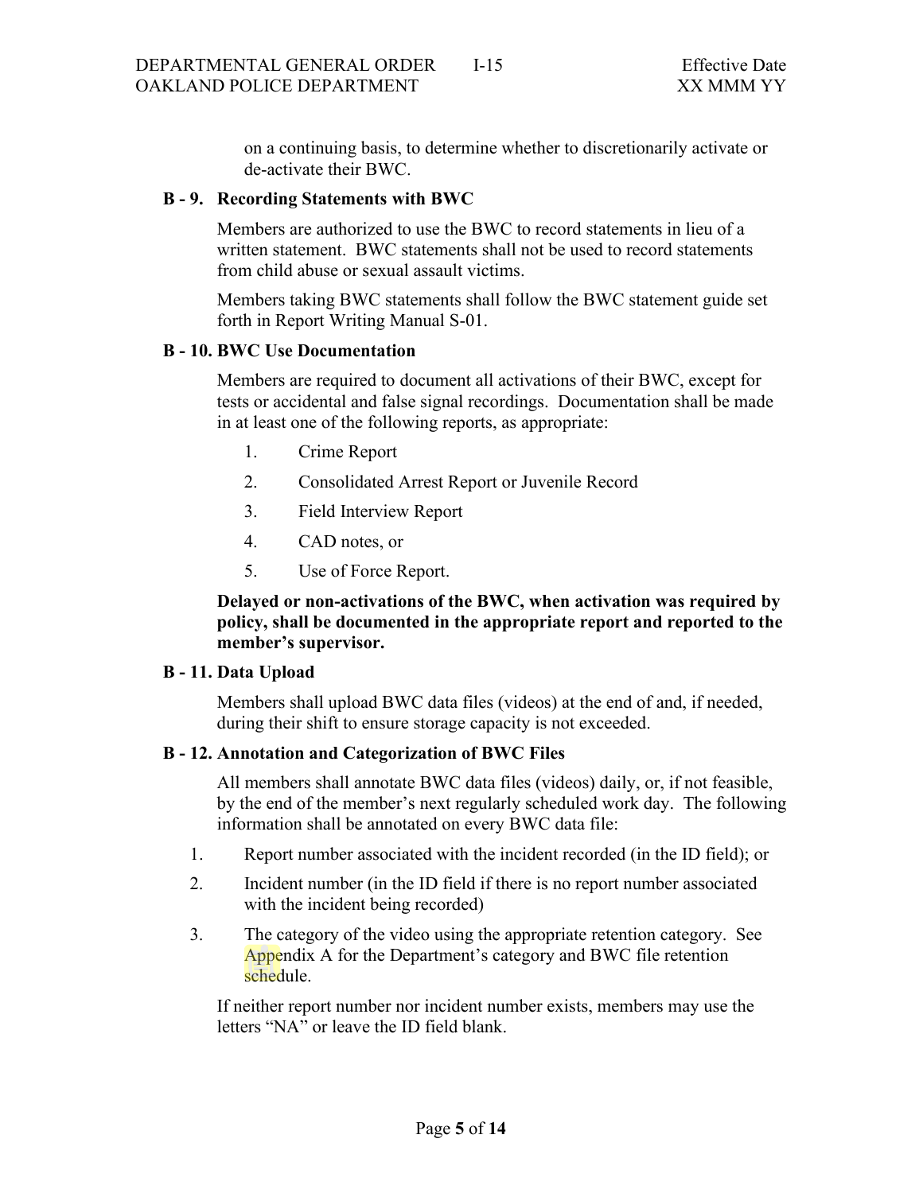on a continuing basis, to determine whether to discretionarily activate or de-activate their BWC.

### B - 9. Recording Statements with BWC

Members are authorized to use the BWC to record statements in lieu of a written statement. BWC statements shall not be used to record statements from child abuse or sexual assault victims.

Members taking BWC statements shall follow the BWC statement guide set forth in Report Writing Manual S-01.

### B - 10. BWC Use Documentation

Members are required to document all activations of their BWC, except for tests or accidental and false signal recordings. Documentation shall be made in at least one of the following reports, as appropriate:

1. Crime Report
2. Consolidated Arrest Report or Juvenile Record
3. Field Interview Report
4. CAD notes, or
5. Use of Force Report.

**Delayed or non-activations of the BWC, when activation was required by policy, shall be documented in the appropriate report and reported to the member's supervisor.**

### B - 11. Data Upload

Members shall upload BWC data files (videos) at the end of and, if needed, during their shift to ensure storage capacity is not exceeded.

### B - 12. Annotation and Categorization of BWC Files

All members shall annotate BWC data files (videos) daily, or, if not feasible, by the end of the member's next regularly scheduled work day. The following information shall be annotated on every BWC data file:

1. Report number associated with the incident recorded (in the ID field); or
2. Incident number (in the ID field if there is no report number associated with the incident being recorded)
3. The category of the video using the appropriate retention category. See Appendix A for the Department's category and BWC file retention schedule.

If neither report number nor incident number exists, members may use the letters "NA" or leave the ID field blank.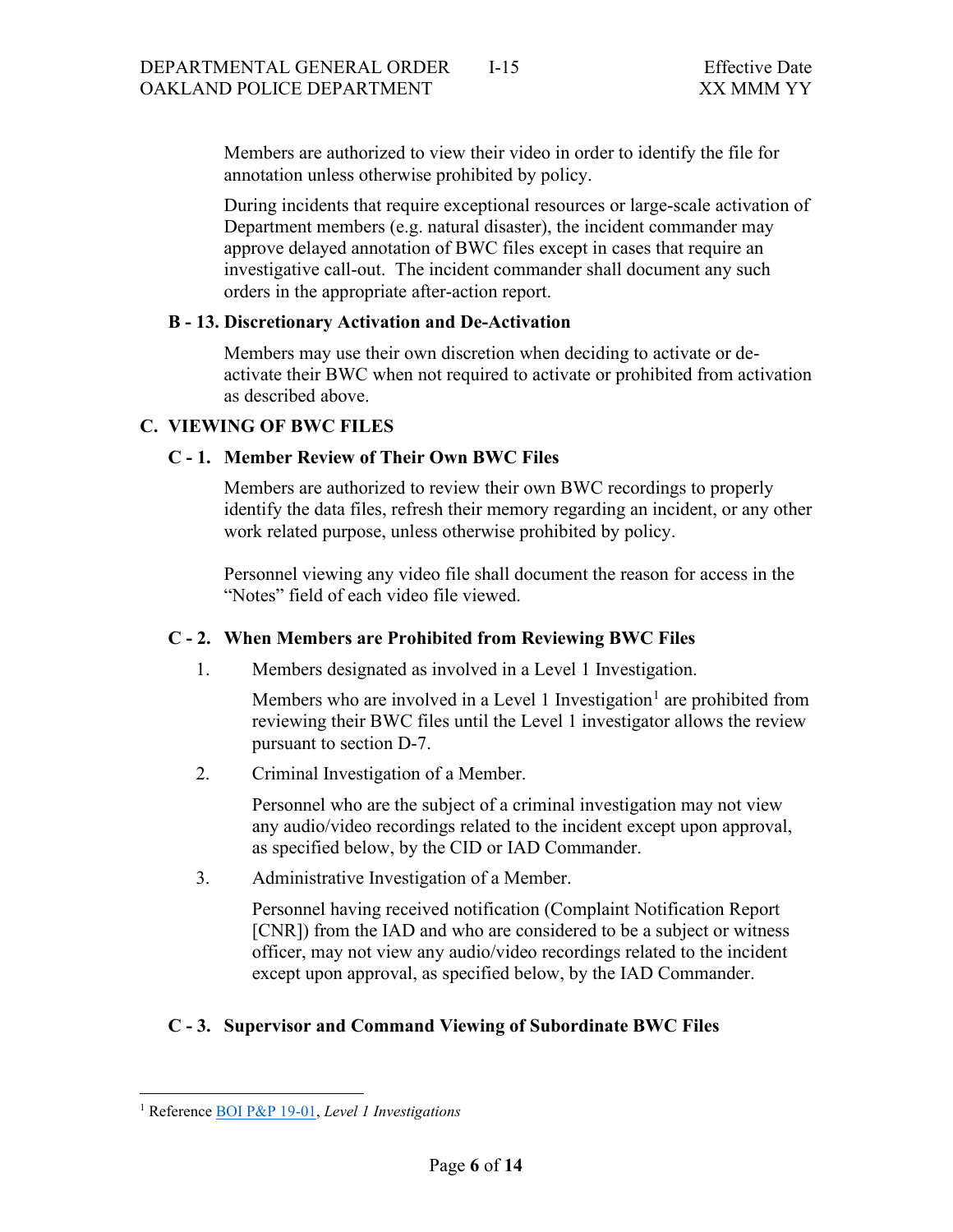Members are authorized to view their video in order to identify the file for annotation unless otherwise prohibited by policy.

During incidents that require exceptional resources or large-scale activation of Department members (e.g. natural disaster), the incident commander may approve delayed annotation of BWC files except in cases that require an investigative call-out. The incident commander shall document any such orders in the appropriate after-action report.

### B - 13. Discretionary Activation and De-Activation

Members may use their own discretion when deciding to activate or de-activate their BWC when not required to activate or prohibited from activation as described above.

## C. VIEWING OF BWC FILES

### C - 1. Member Review of Their Own BWC Files

Members are authorized to review their own BWC recordings to properly identify the data files, refresh their memory regarding an incident, or any other work related purpose, unless otherwise prohibited by policy.

Personnel viewing any video file shall document the reason for access in the "Notes" field of each video file viewed.

### C - 2. When Members are Prohibited from Reviewing BWC Files

1. Members designated as involved in a Level 1 Investigation.

   Members who are involved in a Level 1 Investigation[1] are prohibited from reviewing their BWC files until the Level 1 investigator allows the review pursuant to section D-7.

2. Criminal Investigation of a Member.

   Personnel who are the subject of a criminal investigation may not view any audio/video recordings related to the incident except upon approval, as specified below, by the CID or IAD Commander.

3. Administrative Investigation of a Member.

   Personnel having received notification (Complaint Notification Report [CNR]) from the IAD and who are considered to be a subject or witness officer, may not view any audio/video recordings related to the incident except upon approval, as specified below, by the IAD Commander.

### C - 3. Supervisor and Command Viewing of Subordinate BWC Files

[1] Reference BOI P&P 19-01, *Level 1 Investigations*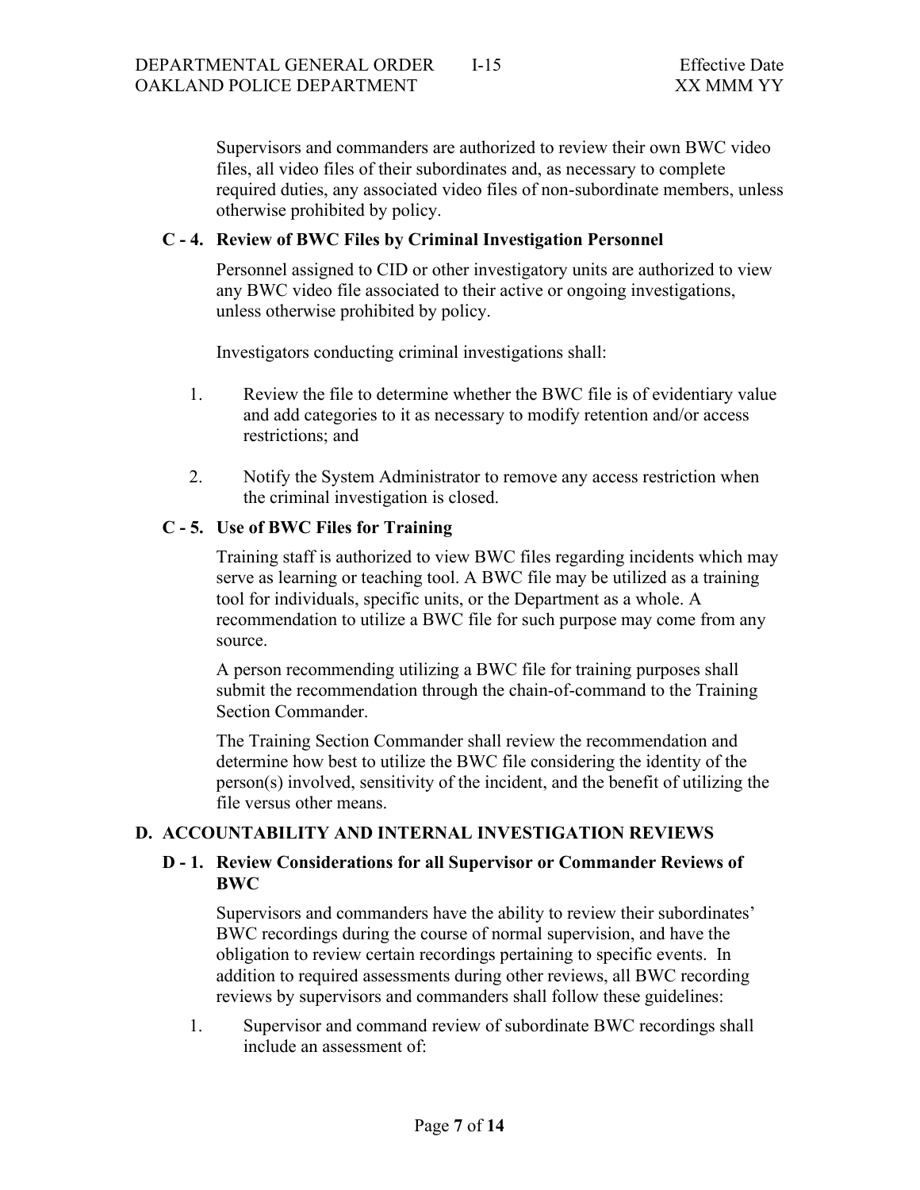Supervisors and commanders are authorized to review their own BWC video files, all video files of their subordinates and, as necessary to complete required duties, any associated video files of non-subordinate members, unless otherwise prohibited by policy.

### C - 4. Review of BWC Files by Criminal Investigation Personnel

Personnel assigned to CID or other investigatory units are authorized to view any BWC video file associated to their active or ongoing investigations, unless otherwise prohibited by policy.

Investigators conducting criminal investigations shall:

1. Review the file to determine whether the BWC file is of evidentiary value and add categories to it as necessary to modify retention and/or access restrictions; and

2. Notify the System Administrator to remove any access restriction when the criminal investigation is closed.

### C - 5. Use of BWC Files for Training

Training staff is authorized to view BWC files regarding incidents which may serve as learning or teaching tool. A BWC file may be utilized as a training tool for individuals, specific units, or the Department as a whole. A recommendation to utilize a BWC file for such purpose may come from any source.

A person recommending utilizing a BWC file for training purposes shall submit the recommendation through the chain-of-command to the Training Section Commander.

The Training Section Commander shall review the recommendation and determine how best to utilize the BWC file considering the identity of the person(s) involved, sensitivity of the incident, and the benefit of utilizing the file versus other means.

## D. ACCOUNTABILITY AND INTERNAL INVESTIGATION REVIEWS

### D - 1. Review Considerations for all Supervisor or Commander Reviews of BWC

Supervisors and commanders have the ability to review their subordinates' BWC recordings during the course of normal supervision, and have the obligation to review certain recordings pertaining to specific events. In addition to required assessments during other reviews, all BWC recording reviews by supervisors and commanders shall follow these guidelines:

1. Supervisor and command review of subordinate BWC recordings shall include an assessment of: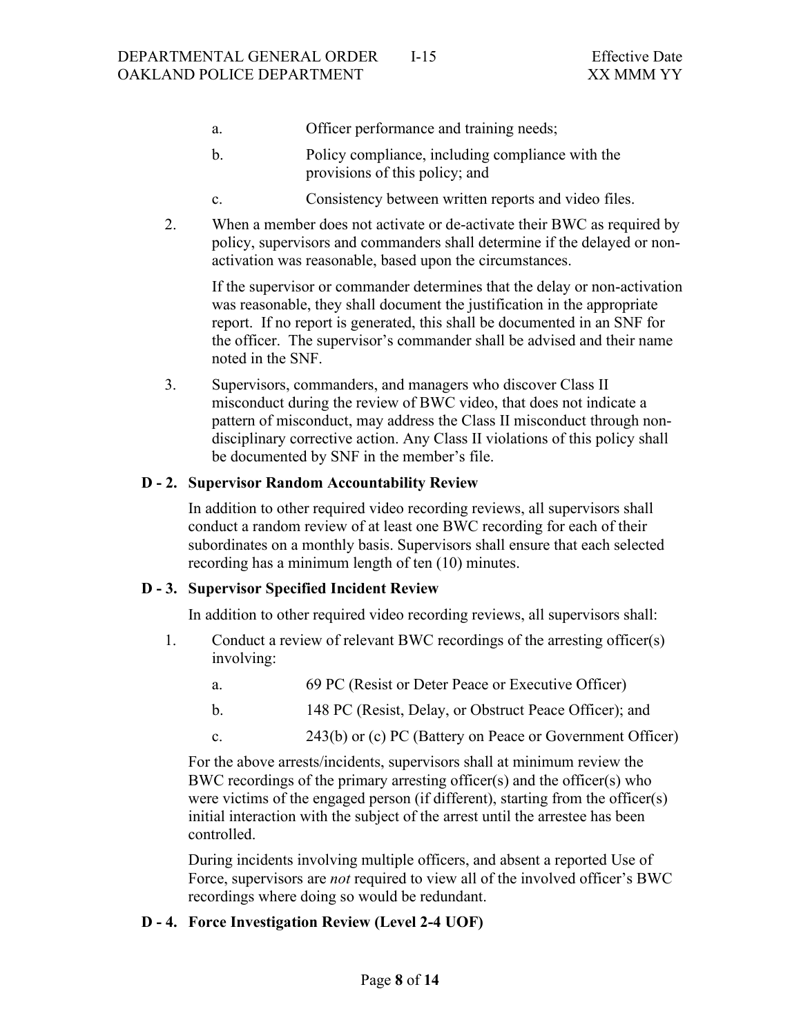a. Officer performance and training needs;

b. Policy compliance, including compliance with the provisions of this policy; and

c. Consistency between written reports and video files.

2. When a member does not activate or de-activate their BWC as required by policy, supervisors and commanders shall determine if the delayed or non-activation was reasonable, based upon the circumstances.

   If the supervisor or commander determines that the delay or non-activation was reasonable, they shall document the justification in the appropriate report. If no report is generated, this shall be documented in an SNF for the officer. The supervisor's commander shall be advised and their name noted in the SNF.

3. Supervisors, commanders, and managers who discover Class II misconduct during the review of BWC video, that does not indicate a pattern of misconduct, may address the Class II misconduct through non-disciplinary corrective action. Any Class II violations of this policy shall be documented by SNF in the member's file.

### D - 2. Supervisor Random Accountability Review

In addition to other required video recording reviews, all supervisors shall conduct a random review of at least one BWC recording for each of their subordinates on a monthly basis. Supervisors shall ensure that each selected recording has a minimum length of ten (10) minutes.

### D - 3. Supervisor Specified Incident Review

In addition to other required video recording reviews, all supervisors shall:

1. Conduct a review of relevant BWC recordings of the arresting officer(s) involving:

   a. 69 PC (Resist or Deter Peace or Executive Officer)

   b. 148 PC (Resist, Delay, or Obstruct Peace Officer); and

   c. 243(b) or (c) PC (Battery on Peace or Government Officer)

For the above arrests/incidents, supervisors shall at minimum review the BWC recordings of the primary arresting officer(s) and the officer(s) who were victims of the engaged person (if different), starting from the officer(s) initial interaction with the subject of the arrest until the arrestee has been controlled.

During incidents involving multiple officers, and absent a reported Use of Force, supervisors are *not* required to view all of the involved officer's BWC recordings where doing so would be redundant.

### D - 4. Force Investigation Review (Level 2-4 UOF)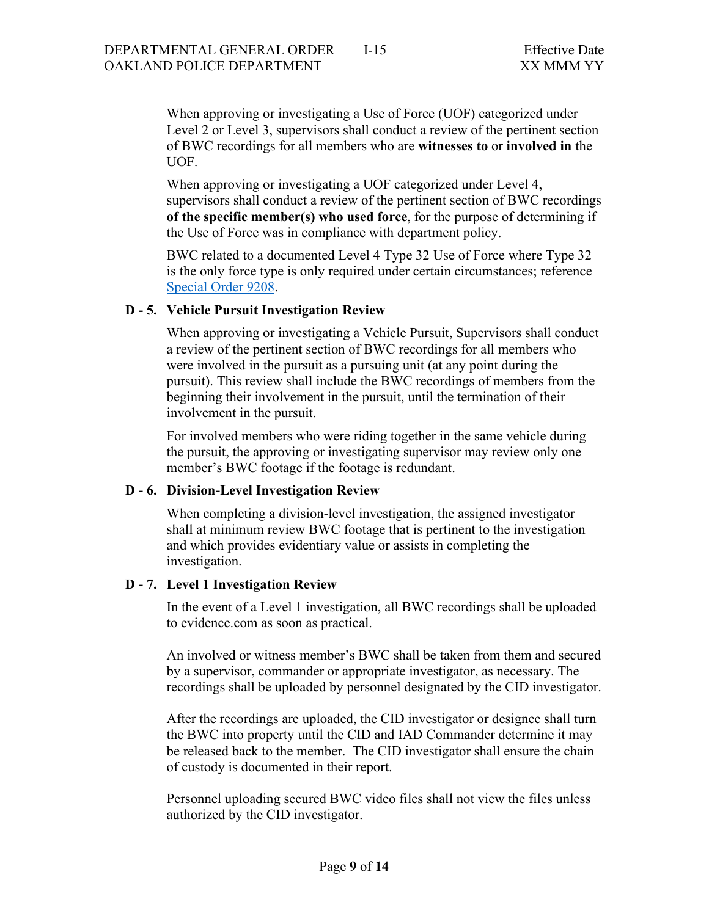When approving or investigating a Use of Force (UOF) categorized under Level 2 or Level 3, supervisors shall conduct a review of the pertinent section of BWC recordings for all members who are **witnesses to** or **involved in** the UOF.

When approving or investigating a UOF categorized under Level 4, supervisors shall conduct a review of the pertinent section of BWC recordings **of the specific member(s) who used force**, for the purpose of determining if the Use of Force was in compliance with department policy.

BWC related to a documented Level 4 Type 32 Use of Force where Type 32 is the only force type is only required under certain circumstances; reference Special Order 9208.

### D - 5. Vehicle Pursuit Investigation Review

When approving or investigating a Vehicle Pursuit, Supervisors shall conduct a review of the pertinent section of BWC recordings for all members who were involved in the pursuit as a pursuing unit (at any point during the pursuit). This review shall include the BWC recordings of members from the beginning their involvement in the pursuit, until the termination of their involvement in the pursuit.

For involved members who were riding together in the same vehicle during the pursuit, the approving or investigating supervisor may review only one member's BWC footage if the footage is redundant.

### D - 6. Division-Level Investigation Review

When completing a division-level investigation, the assigned investigator shall at minimum review BWC footage that is pertinent to the investigation and which provides evidentiary value or assists in completing the investigation.

### D - 7. Level 1 Investigation Review

In the event of a Level 1 investigation, all BWC recordings shall be uploaded to evidence.com as soon as practical.

An involved or witness member's BWC shall be taken from them and secured by a supervisor, commander or appropriate investigator, as necessary. The recordings shall be uploaded by personnel designated by the CID investigator.

After the recordings are uploaded, the CID investigator or designee shall turn the BWC into property until the CID and IAD Commander determine it may be released back to the member. The CID investigator shall ensure the chain of custody is documented in their report.

Personnel uploading secured BWC video files shall not view the files unless authorized by the CID investigator.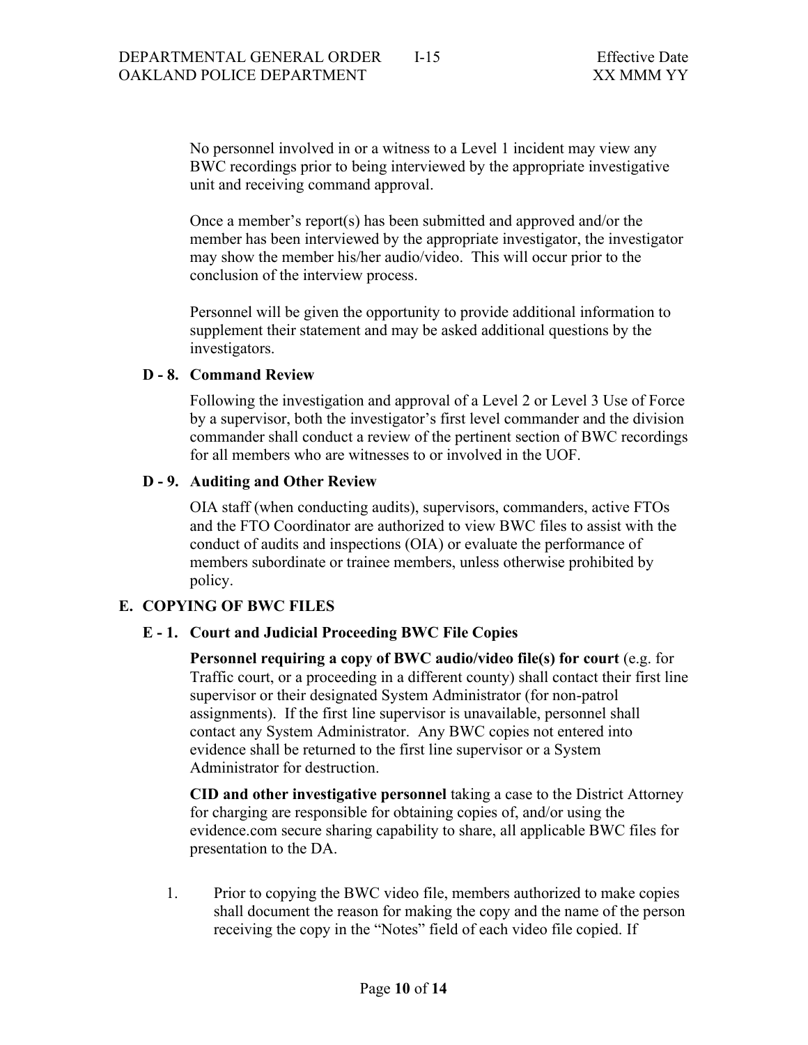No personnel involved in or a witness to a Level 1 incident may view any BWC recordings prior to being interviewed by the appropriate investigative unit and receiving command approval.

Once a member's report(s) has been submitted and approved and/or the member has been interviewed by the appropriate investigator, the investigator may show the member his/her audio/video. This will occur prior to the conclusion of the interview process.

Personnel will be given the opportunity to provide additional information to supplement their statement and may be asked additional questions by the investigators.

### D - 8. Command Review

Following the investigation and approval of a Level 2 or Level 3 Use of Force by a supervisor, both the investigator's first level commander and the division commander shall conduct a review of the pertinent section of BWC recordings for all members who are witnesses to or involved in the UOF.

### D - 9. Auditing and Other Review

OIA staff (when conducting audits), supervisors, commanders, active FTOs and the FTO Coordinator are authorized to view BWC files to assist with the conduct of audits and inspections (OIA) or evaluate the performance of members subordinate or trainee members, unless otherwise prohibited by policy.

## E. COPYING OF BWC FILES

### E - 1. Court and Judicial Proceeding BWC File Copies

**Personnel requiring a copy of BWC audio/video file(s) for court** (e.g. for Traffic court, or a proceeding in a different county) shall contact their first line supervisor or their designated System Administrator (for non-patrol assignments). If the first line supervisor is unavailable, personnel shall contact any System Administrator. Any BWC copies not entered into evidence shall be returned to the first line supervisor or a System Administrator for destruction.

**CID and other investigative personnel** taking a case to the District Attorney for charging are responsible for obtaining copies of, and/or using the evidence.com secure sharing capability to share, all applicable BWC files for presentation to the DA.

1. Prior to copying the BWC video file, members authorized to make copies shall document the reason for making the copy and the name of the person receiving the copy in the "Notes" field of each video file copied. If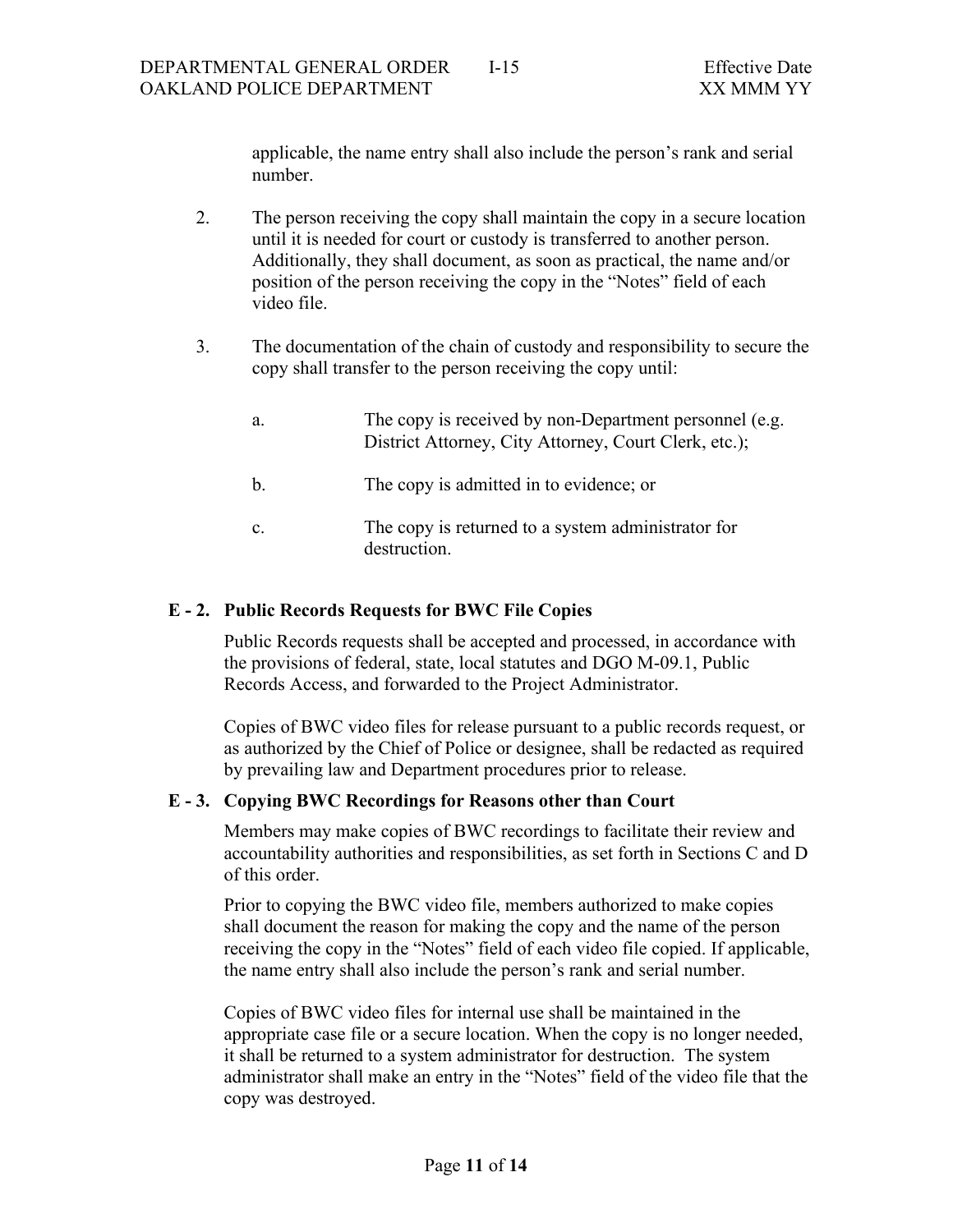applicable, the name entry shall also include the person's rank and serial number.

2. The person receiving the copy shall maintain the copy in a secure location until it is needed for court or custody is transferred to another person. Additionally, they shall document, as soon as practical, the name and/or position of the person receiving the copy in the "Notes" field of each video file.

3. The documentation of the chain of custody and responsibility to secure the copy shall transfer to the person receiving the copy until:

   a. The copy is received by non-Department personnel (e.g. District Attorney, City Attorney, Court Clerk, etc.);

   b. The copy is admitted in to evidence; or

   c. The copy is returned to a system administrator for destruction.

### E - 2. Public Records Requests for BWC File Copies

Public Records requests shall be accepted and processed, in accordance with the provisions of federal, state, local statutes and DGO M-09.1, Public Records Access, and forwarded to the Project Administrator.

Copies of BWC video files for release pursuant to a public records request, or as authorized by the Chief of Police or designee, shall be redacted as required by prevailing law and Department procedures prior to release.

### E - 3. Copying BWC Recordings for Reasons other than Court

Members may make copies of BWC recordings to facilitate their review and accountability authorities and responsibilities, as set forth in Sections C and D of this order.

Prior to copying the BWC video file, members authorized to make copies shall document the reason for making the copy and the name of the person receiving the copy in the "Notes" field of each video file copied. If applicable, the name entry shall also include the person's rank and serial number.

Copies of BWC video files for internal use shall be maintained in the appropriate case file or a secure location. When the copy is no longer needed, it shall be returned to a system administrator for destruction. The system administrator shall make an entry in the "Notes" field of the video file that the copy was destroyed.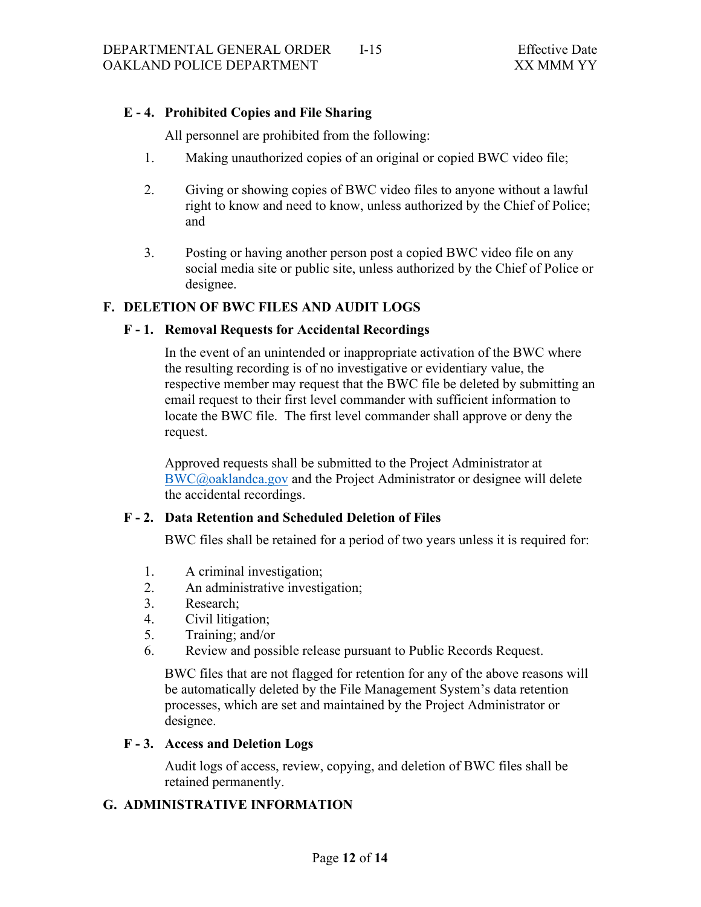### E - 4. Prohibited Copies and File Sharing

All personnel are prohibited from the following:

1. Making unauthorized copies of an original or copied BWC video file;

2. Giving or showing copies of BWC video files to anyone without a lawful right to know and need to know, unless authorized by the Chief of Police; and

3. Posting or having another person post a copied BWC video file on any social media site or public site, unless authorized by the Chief of Police or designee.

## F. DELETION OF BWC FILES AND AUDIT LOGS

### F - 1. Removal Requests for Accidental Recordings

In the event of an unintended or inappropriate activation of the BWC where the resulting recording is of no investigative or evidentiary value, the respective member may request that the BWC file be deleted by submitting an email request to their first level commander with sufficient information to locate the BWC file. The first level commander shall approve or deny the request.

Approved requests shall be submitted to the Project Administrator at BWC@oaklandca.gov and the Project Administrator or designee will delete the accidental recordings.

### F - 2. Data Retention and Scheduled Deletion of Files

BWC files shall be retained for a period of two years unless it is required for:

1. A criminal investigation;
2. An administrative investigation;
3. Research;
4. Civil litigation;
5. Training; and/or
6. Review and possible release pursuant to Public Records Request.

BWC files that are not flagged for retention for any of the above reasons will be automatically deleted by the File Management System's data retention processes, which are set and maintained by the Project Administrator or designee.

### F - 3. Access and Deletion Logs

Audit logs of access, review, copying, and deletion of BWC files shall be retained permanently.

## G. ADMINISTRATIVE INFORMATION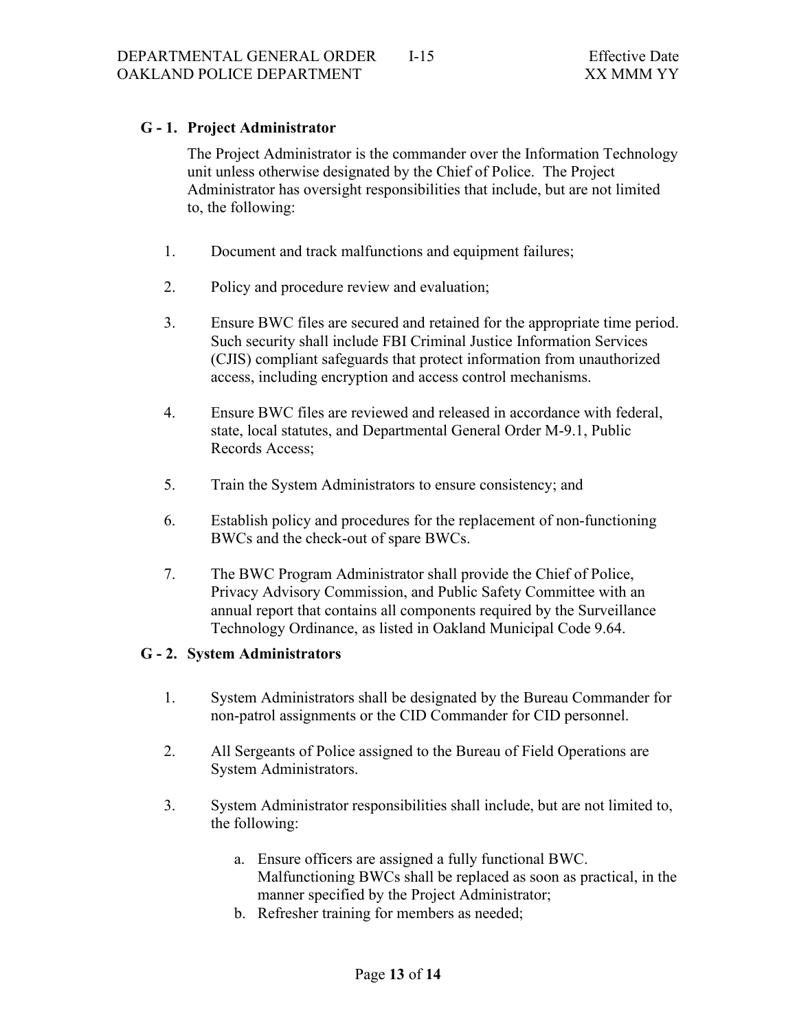### G - 1. Project Administrator

The Project Administrator is the commander over the Information Technology unit unless otherwise designated by the Chief of Police. The Project Administrator has oversight responsibilities that include, but are not limited to, the following:

1. Document and track malfunctions and equipment failures;

2. Policy and procedure review and evaluation;

3. Ensure BWC files are secured and retained for the appropriate time period. Such security shall include FBI Criminal Justice Information Services (CJIS) compliant safeguards that protect information from unauthorized access, including encryption and access control mechanisms.

4. Ensure BWC files are reviewed and released in accordance with federal, state, local statutes, and Departmental General Order M-9.1, Public Records Access;

5. Train the System Administrators to ensure consistency; and

6. Establish policy and procedures for the replacement of non-functioning BWCs and the check-out of spare BWCs.

7. The BWC Program Administrator shall provide the Chief of Police, Privacy Advisory Commission, and Public Safety Committee with an annual report that contains all components required by the Surveillance Technology Ordinance, as listed in Oakland Municipal Code 9.64.

### G - 2. System Administrators

1. System Administrators shall be designated by the Bureau Commander for non-patrol assignments or the CID Commander for CID personnel.

2. All Sergeants of Police assigned to the Bureau of Field Operations are System Administrators.

3. System Administrator responsibilities shall include, but are not limited to, the following:

   a. Ensure officers are assigned a fully functional BWC. Malfunctioning BWCs shall be replaced as soon as practical, in the manner specified by the Project Administrator;
   b. Refresher training for members as needed;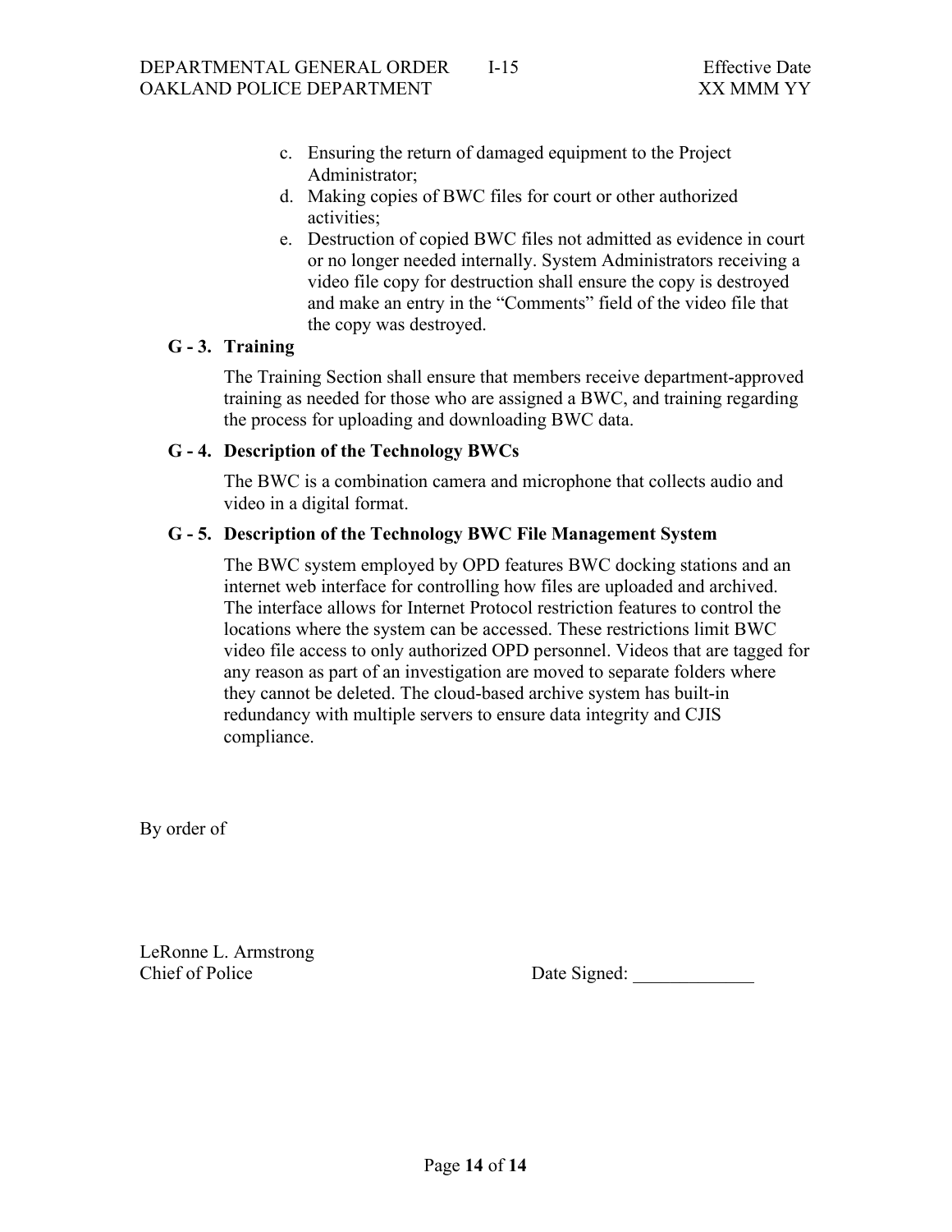c. Ensuring the return of damaged equipment to the Project Administrator;
d. Making copies of BWC files for court or other authorized activities;
e. Destruction of copied BWC files not admitted as evidence in court or no longer needed internally. System Administrators receiving a video file copy for destruction shall ensure the copy is destroyed and make an entry in the "Comments" field of the video file that the copy was destroyed.

**G - 3. Training**

The Training Section shall ensure that members receive department-approved training as needed for those who are assigned a BWC, and training regarding the process for uploading and downloading BWC data.

**G - 4. Description of the Technology BWCs**

The BWC is a combination camera and microphone that collects audio and video in a digital format.

**G - 5. Description of the Technology BWC File Management System**

The BWC system employed by OPD features BWC docking stations and an internet web interface for controlling how files are uploaded and archived. The interface allows for Internet Protocol restriction features to control the locations where the system can be accessed. These restrictions limit BWC video file access to only authorized OPD personnel. Videos that are tagged for any reason as part of an investigation are moved to separate folders where they cannot be deleted. The cloud-based archive system has built-in redundancy with multiple servers to ensure data integrity and CJIS compliance.

By order of

LeRonne L. Armstrong
Chief of Police

Date Signed: _____________